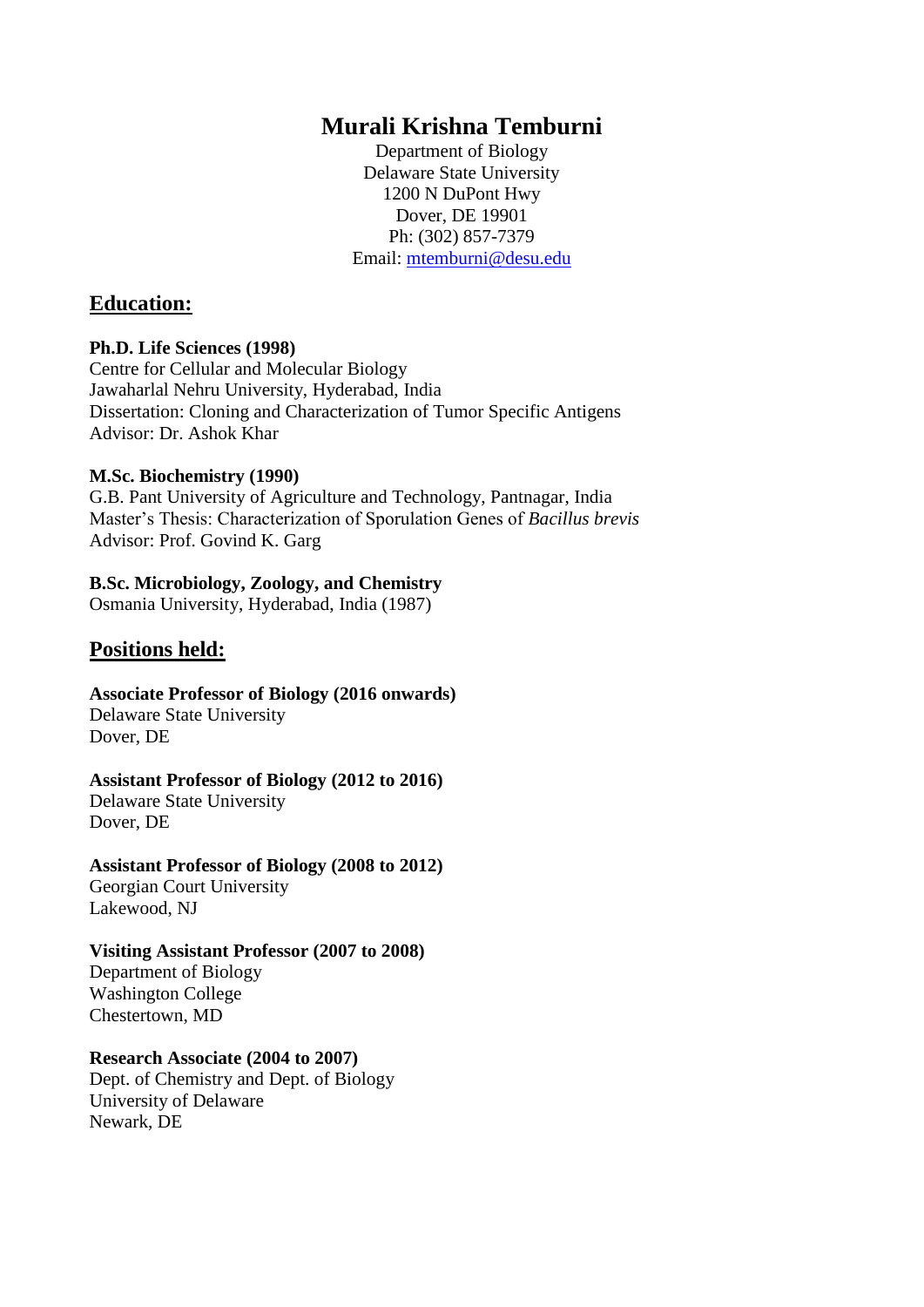# Murali Krishna Temburni

Department of Biology
Delaware State University
1200 N DuPont Hwy
Dover, DE 19901
Ph: (302) 857-7379
Email: mtemburni@desu.edu

## Education:

**Ph.D. Life Sciences (1998)**
Centre for Cellular and Molecular Biology
Jawaharlal Nehru University, Hyderabad, India
Dissertation: Cloning and Characterization of Tumor Specific Antigens
Advisor: Dr. Ashok Khar

**M.Sc. Biochemistry (1990)**
G.B. Pant University of Agriculture and Technology, Pantnagar, India
Master's Thesis: Characterization of Sporulation Genes of *Bacillus brevis*
Advisor: Prof. Govind K. Garg

**B.Sc. Microbiology, Zoology, and Chemistry**
Osmania University, Hyderabad, India (1987)

## Positions held:

**Associate Professor of Biology (2016 onwards)**
Delaware State University
Dover, DE

**Assistant Professor of Biology (2012 to 2016)**
Delaware State University
Dover, DE

**Assistant Professor of Biology (2008 to 2012)**
Georgian Court University
Lakewood, NJ

**Visiting Assistant Professor (2007 to 2008)**
Department of Biology
Washington College
Chestertown, MD

**Research Associate (2004 to 2007)**
Dept. of Chemistry and Dept. of Biology
University of Delaware
Newark, DE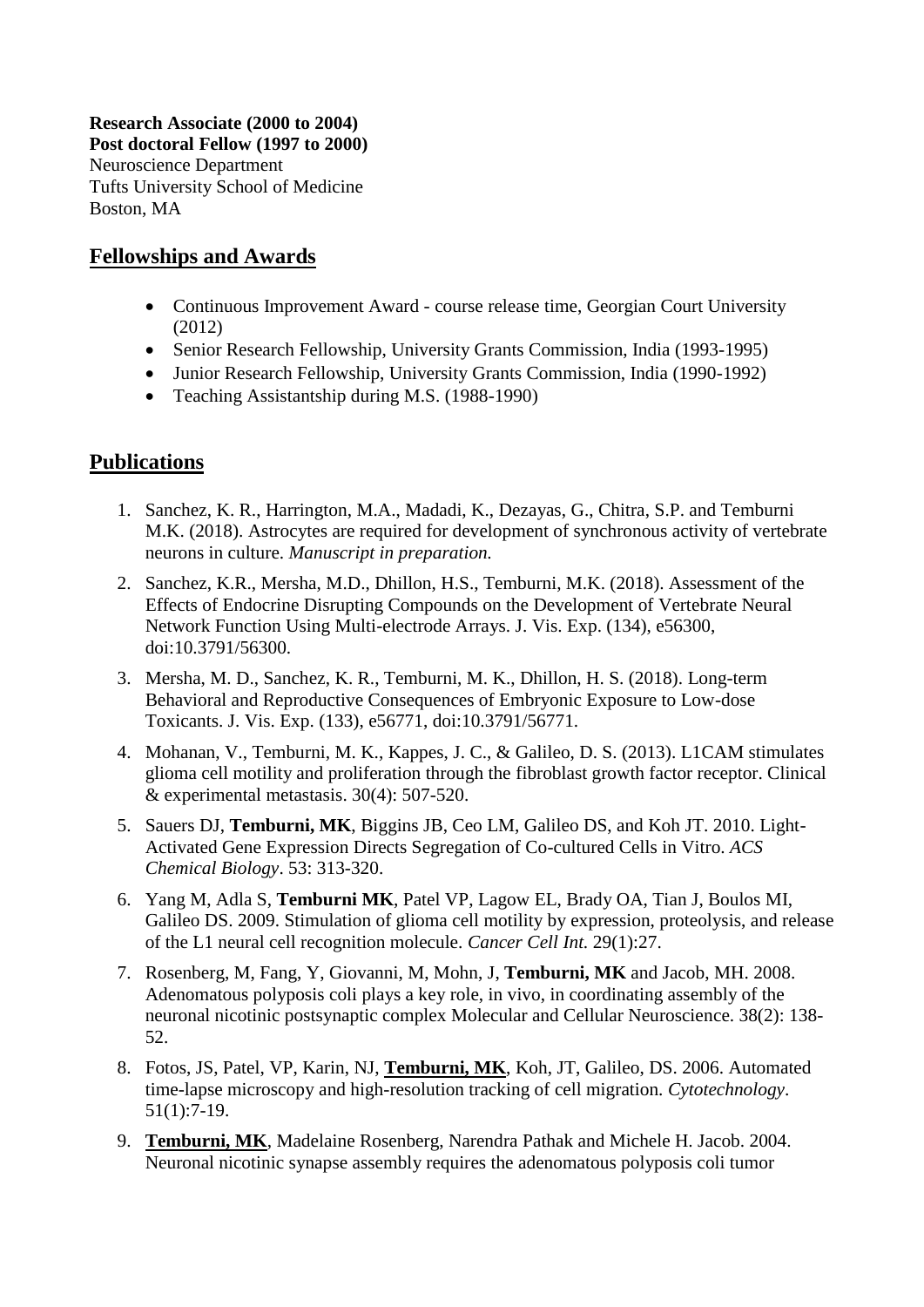**Research Associate (2000 to 2004)**
**Post doctoral Fellow (1997 to 2000)**
Neuroscience Department
Tufts University School of Medicine
Boston, MA

## Fellowships and Awards

- Continuous Improvement Award - course release time, Georgian Court University (2012)
- Senior Research Fellowship, University Grants Commission, India (1993-1995)
- Junior Research Fellowship, University Grants Commission, India (1990-1992)
- Teaching Assistantship during M.S. (1988-1990)

## Publications

1. Sanchez, K. R., Harrington, M.A., Madadi, K., Dezayas, G., Chitra, S.P. and Temburni M.K. (2018). Astrocytes are required for development of synchronous activity of vertebrate neurons in culture. *Manuscript in preparation.*
2. Sanchez, K.R., Mersha, M.D., Dhillon, H.S., Temburni, M.K. (2018). Assessment of the Effects of Endocrine Disrupting Compounds on the Development of Vertebrate Neural Network Function Using Multi-electrode Arrays. J. Vis. Exp. (134), e56300, doi:10.3791/56300.
3. Mersha, M. D., Sanchez, K. R., Temburni, M. K., Dhillon, H. S. (2018). Long-term Behavioral and Reproductive Consequences of Embryonic Exposure to Low-dose Toxicants. J. Vis. Exp. (133), e56771, doi:10.3791/56771.
4. Mohanan, V., Temburni, M. K., Kappes, J. C., & Galileo, D. S. (2013). L1CAM stimulates glioma cell motility and proliferation through the fibroblast growth factor receptor. Clinical & experimental metastasis. 30(4): 507-520.
5. Sauers DJ, **Temburni, MK**, Biggins JB, Ceo LM, Galileo DS, and Koh JT. 2010. Light-Activated Gene Expression Directs Segregation of Co-cultured Cells in Vitro. *ACS Chemical Biology*. 53: 313-320.
6. Yang M, Adla S, **Temburni MK**, Patel VP, Lagow EL, Brady OA, Tian J, Boulos MI, Galileo DS. 2009. Stimulation of glioma cell motility by expression, proteolysis, and release of the L1 neural cell recognition molecule. *Cancer Cell Int.* 29(1):27.
7. Rosenberg, M, Fang, Y, Giovanni, M, Mohn, J, **Temburni, MK** and Jacob, MH. 2008. Adenomatous polyposis coli plays a key role, in vivo, in coordinating assembly of the neuronal nicotinic postsynaptic complex Molecular and Cellular Neuroscience. 38(2): 138-52.
8. Fotos, JS, Patel, VP, Karin, NJ, **Temburni, MK**, Koh, JT, Galileo, DS. 2006. Automated time-lapse microscopy and high-resolution tracking of cell migration. *Cytotechnology*. 51(1):7-19.
9. **Temburni, MK**, Madelaine Rosenberg, Narendra Pathak and Michele H. Jacob. 2004. Neuronal nicotinic synapse assembly requires the adenomatous polyposis coli tumor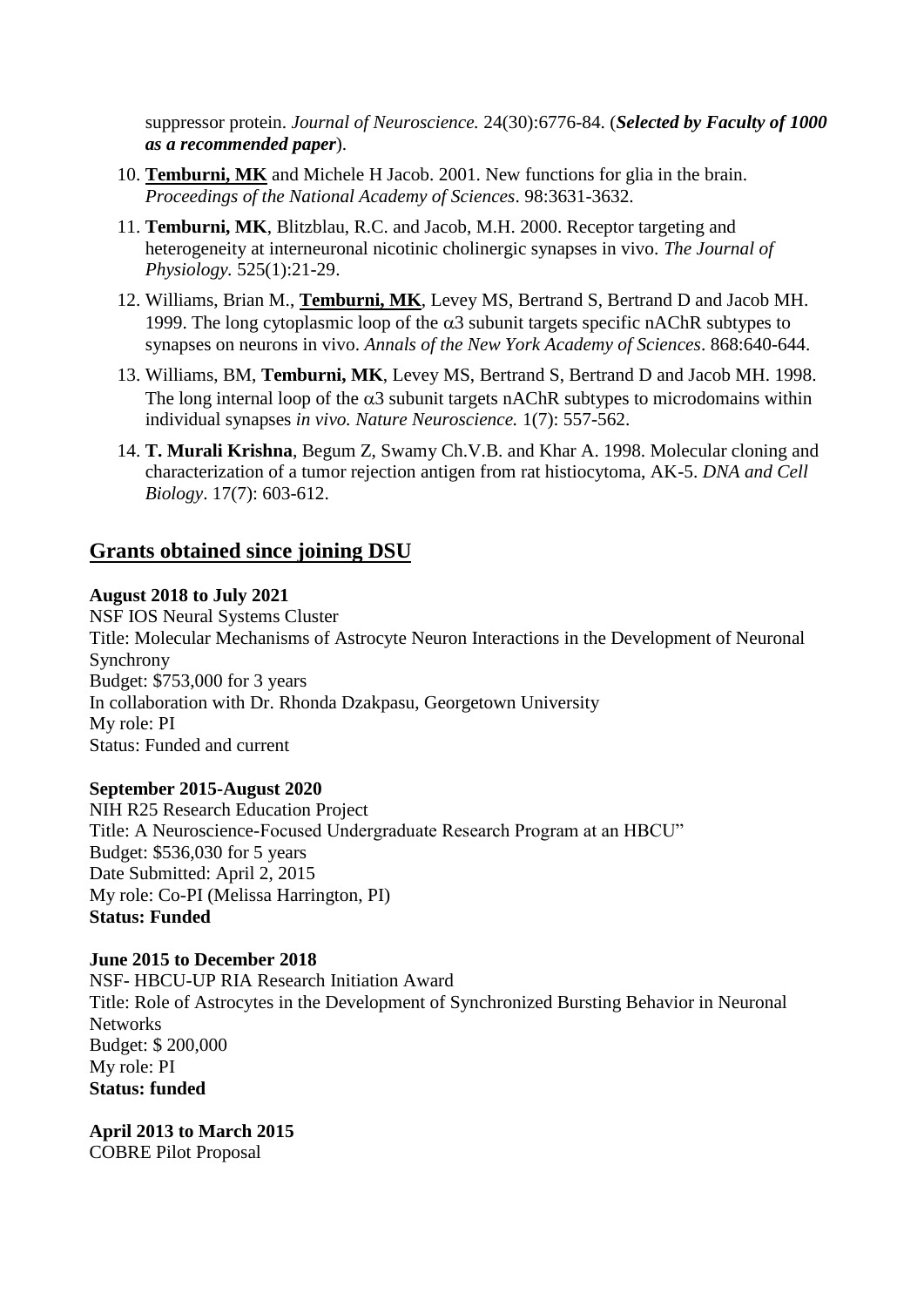suppressor protein. *Journal of Neuroscience.* 24(30):6776-84. (***Selected by Faculty of 1000 as a recommended paper***).

10. **Temburni, MK** and Michele H Jacob. 2001. New functions for glia in the brain. *Proceedings of the National Academy of Sciences*. 98:3631-3632.
11. **Temburni, MK**, Blitzblau, R.C. and Jacob, M.H. 2000. Receptor targeting and heterogeneity at interneuronal nicotinic cholinergic synapses in vivo. *The Journal of Physiology.* 525(1):21-29.
12. Williams, Brian M., **Temburni, MK**, Levey MS, Bertrand S, Bertrand D and Jacob MH. 1999. The long cytoplasmic loop of the $\alpha$3 subunit targets specific nAChR subtypes to synapses on neurons in vivo. *Annals of the New York Academy of Sciences*. 868:640-644.
13. Williams, BM, **Temburni, MK**, Levey MS, Bertrand S, Bertrand D and Jacob MH. 1998. The long internal loop of the $\alpha$3 subunit targets nAChR subtypes to microdomains within individual synapses *in vivo. Nature Neuroscience.* 1(7): 557-562.
14. **T. Murali Krishna**, Begum Z, Swamy Ch.V.B. and Khar A. 1998. Molecular cloning and characterization of a tumor rejection antigen from rat histiocytoma, AK-5. *DNA and Cell Biology*. 17(7): 603-612.

## Grants obtained since joining DSU

**August 2018 to July 2021**
NSF IOS Neural Systems Cluster
Title: Molecular Mechanisms of Astrocyte Neuron Interactions in the Development of Neuronal Synchrony
Budget: $753,000 for 3 years
In collaboration with Dr. Rhonda Dzakpasu, Georgetown University
My role: PI
Status: Funded and current

**September 2015-August 2020**
NIH R25 Research Education Project
Title: A Neuroscience-Focused Undergraduate Research Program at an HBCU"
Budget: $536,030 for 5 years
Date Submitted: April 2, 2015
My role: Co-PI (Melissa Harrington, PI)
**Status: Funded**

**June 2015 to December 2018**
NSF- HBCU-UP RIA Research Initiation Award
Title: Role of Astrocytes in the Development of Synchronized Bursting Behavior in Neuronal Networks
Budget: $ 200,000
My role: PI
**Status: funded**

**April 2013 to March 2015**
COBRE Pilot Proposal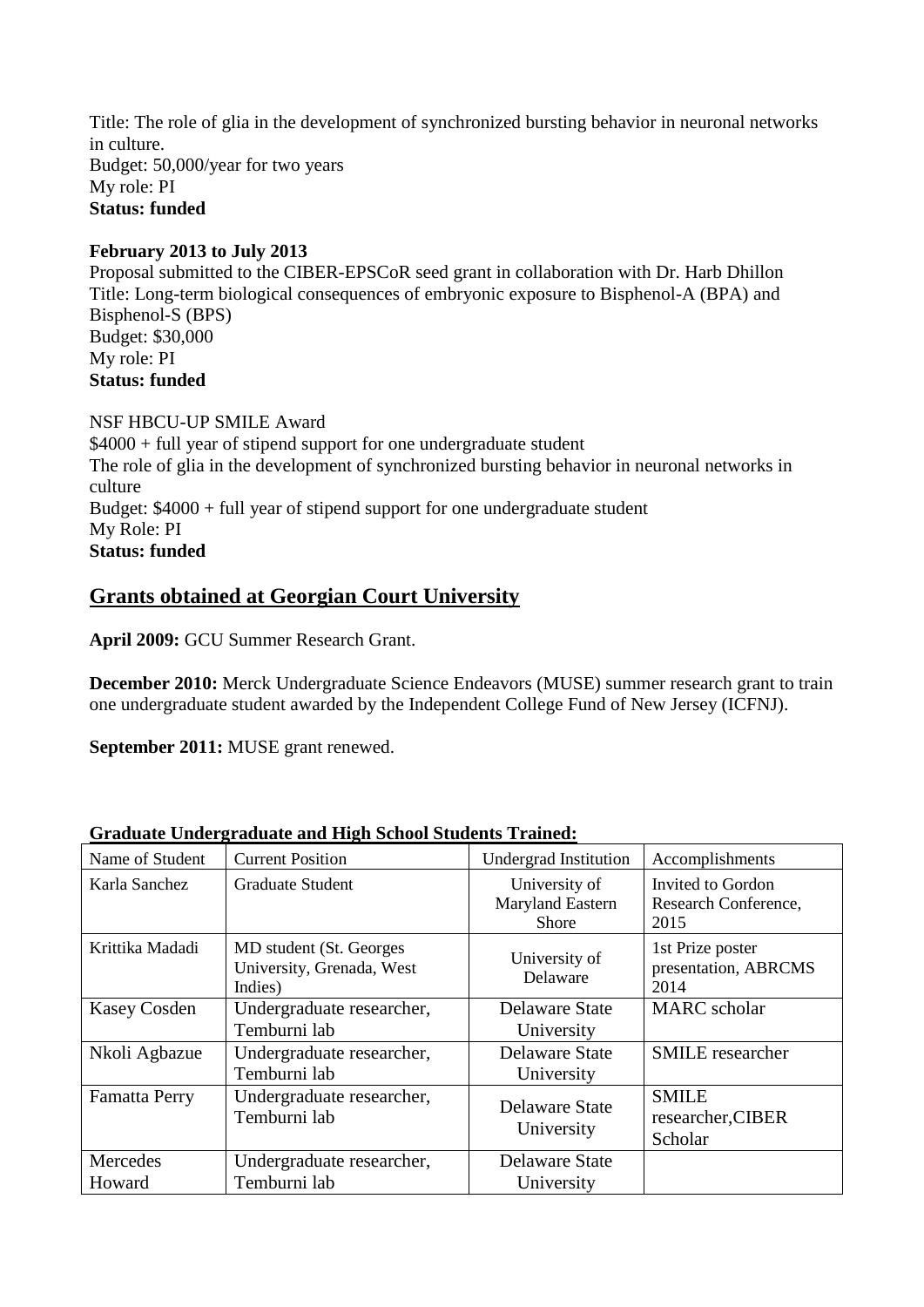Title: The role of glia in the development of synchronized bursting behavior in neuronal networks in culture.
Budget: 50,000/year for two years
My role: PI
**Status: funded**

**February 2013 to July 2013**
Proposal submitted to the CIBER-EPSCoR seed grant in collaboration with Dr. Harb Dhillon
Title: Long-term biological consequences of embryonic exposure to Bisphenol-A (BPA) and Bisphenol-S (BPS)
Budget: $30,000
My role: PI
**Status: funded**

NSF HBCU-UP SMILE Award
$4000 + full year of stipend support for one undergraduate student
The role of glia in the development of synchronized bursting behavior in neuronal networks in culture
Budget: $4000 + full year of stipend support for one undergraduate student
My Role: PI
**Status: funded**

## Grants obtained at Georgian Court University

**April 2009:** GCU Summer Research Grant.

**December 2010:** Merck Undergraduate Science Endeavors (MUSE) summer research grant to train one undergraduate student awarded by the Independent College Fund of New Jersey (ICFNJ).

**September 2011:** MUSE grant renewed.

**Graduate Undergraduate and High School Students Trained:**

| Name of Student | Current Position | Undergrad Institution | Accomplishments |
|---|---|---|---|
| Karla Sanchez | Graduate Student | University of Maryland Eastern Shore | Invited to Gordon Research Conference, 2015 |
| Krittika Madadi | MD student (St. Georges University, Grenada, West Indies) | University of Delaware | 1st Prize poster presentation, ABRCMS 2014 |
| Kasey Cosden | Undergraduate researcher, Temburni lab | Delaware State University | MARC scholar |
| Nkoli Agbazue | Undergraduate researcher, Temburni lab | Delaware State University | SMILE researcher |
| Famatta Perry | Undergraduate researcher, Temburni lab | Delaware State University | SMILE researcher,CIBER Scholar |
| Mercedes Howard | Undergraduate researcher, Temburni lab | Delaware State University | |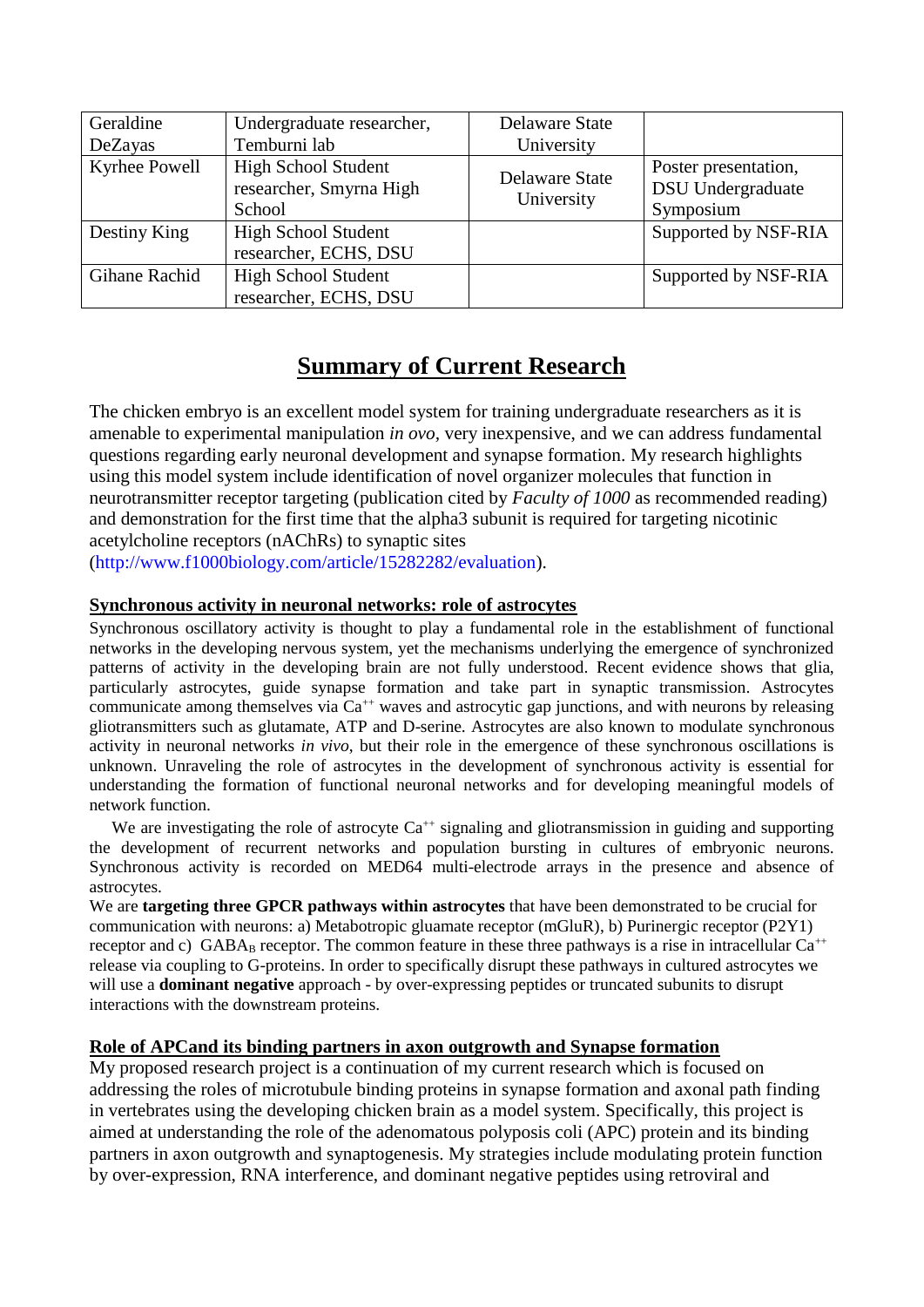| Geraldine DeZayas | Undergraduate researcher, Temburni lab | Delaware State University | |
|---|---|---|---|
| Kyrhee Powell | High School Student researcher, Smyrna High School | Delaware State University | Poster presentation, DSU Undergraduate Symposium |
| Destiny King | High School Student researcher, ECHS, DSU | | Supported by NSF-RIA |
| Gihane Rachid | High School Student researcher, ECHS, DSU | | Supported by NSF-RIA |

# Summary of Current Research

The chicken embryo is an excellent model system for training undergraduate researchers as it is amenable to experimental manipulation *in ovo*, very inexpensive, and we can address fundamental questions regarding early neuronal development and synapse formation. My research highlights using this model system include identification of novel organizer molecules that function in neurotransmitter receptor targeting (publication cited by *Faculty of 1000* as recommended reading) and demonstration for the first time that the alpha3 subunit is required for targeting nicotinic acetylcholine receptors (nAChRs) to synaptic sites (http://www.f1000biology.com/article/15282282/evaluation).

## Synchronous activity in neuronal networks: role of astrocytes

Synchronous oscillatory activity is thought to play a fundamental role in the establishment of functional networks in the developing nervous system, yet the mechanisms underlying the emergence of synchronized patterns of activity in the developing brain are not fully understood. Recent evidence shows that glia, particularly astrocytes, guide synapse formation and take part in synaptic transmission. Astrocytes communicate among themselves via $Ca^{++}$ waves and astrocytic gap junctions, and with neurons by releasing gliotransmitters such as glutamate, ATP and D-serine. Astrocytes are also known to modulate synchronous activity in neuronal networks *in vivo*, but their role in the emergence of these synchronous oscillations is unknown. Unraveling the role of astrocytes in the development of synchronous activity is essential for understanding the formation of functional neuronal networks and for developing meaningful models of network function.

We are investigating the role of astrocyte $Ca^{++}$ signaling and gliotransmission in guiding and supporting the development of recurrent networks and population bursting in cultures of embryonic neurons. Synchronous activity is recorded on MED64 multi-electrode arrays in the presence and absence of astrocytes.

We are **targeting three GPCR pathways within astrocytes** that have been demonstrated to be crucial for communication with neurons: a) Metabotropic gluamate receptor (mGluR), b) Purinergic receptor (P2Y1) receptor and c) $GABA_B$ receptor. The common feature in these three pathways is a rise in intracellular $Ca^{++}$ release via coupling to G-proteins. In order to specifically disrupt these pathways in cultured astrocytes we will use a **dominant negative** approach - by over-expressing peptides or truncated subunits to disrupt interactions with the downstream proteins.

## Role of APCand its binding partners in axon outgrowth and Synapse formation

My proposed research project is a continuation of my current research which is focused on addressing the roles of microtubule binding proteins in synapse formation and axonal path finding in vertebrates using the developing chicken brain as a model system. Specifically, this project is aimed at understanding the role of the adenomatous polyposis coli (APC) protein and its binding partners in axon outgrowth and synaptogenesis. My strategies include modulating protein function by over-expression, RNA interference, and dominant negative peptides using retroviral and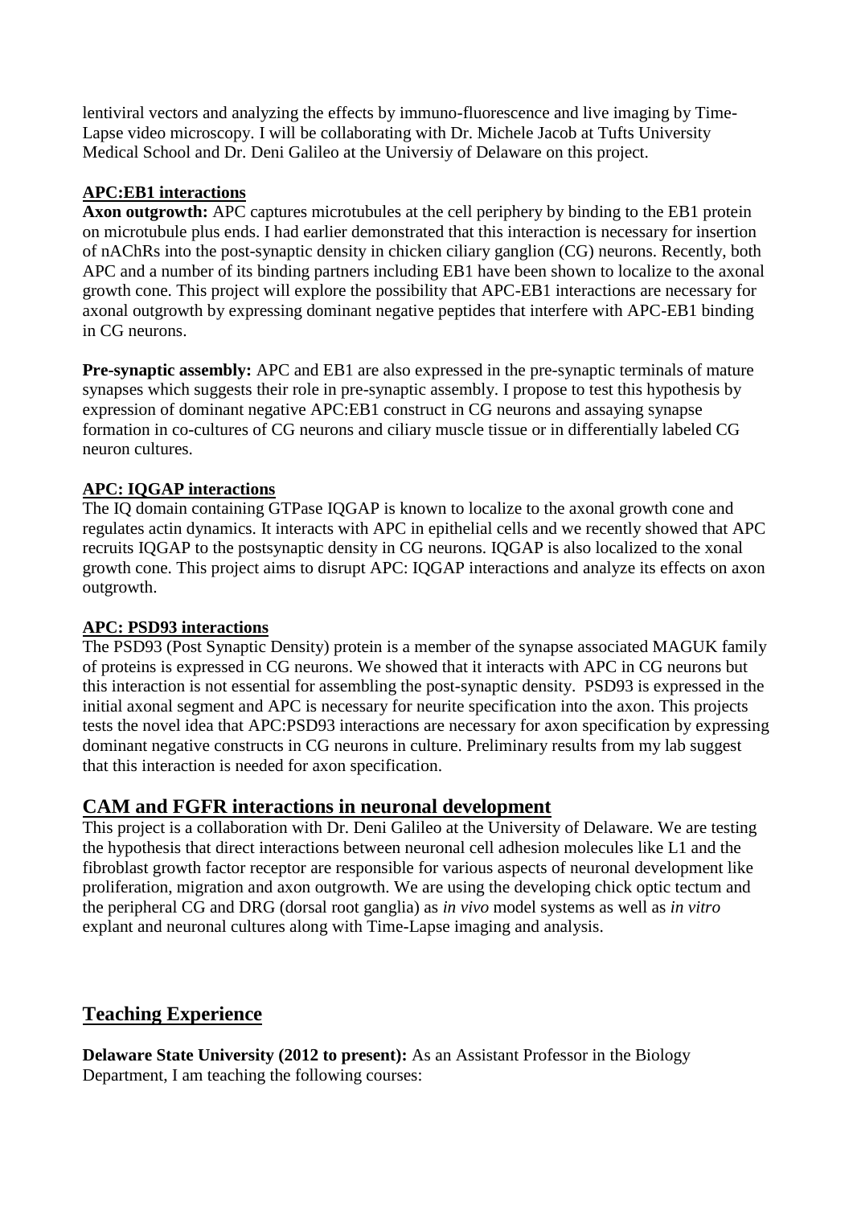lentiviral vectors and analyzing the effects by immuno-fluorescence and live imaging by Time-Lapse video microscopy. I will be collaborating with Dr. Michele Jacob at Tufts University Medical School and Dr. Deni Galileo at the Universiy of Delaware on this project.

### APC:EB1 interactions

**Axon outgrowth:** APC captures microtubules at the cell periphery by binding to the EB1 protein on microtubule plus ends. I had earlier demonstrated that this interaction is necessary for insertion of nAChRs into the post-synaptic density in chicken ciliary ganglion (CG) neurons. Recently, both APC and a number of its binding partners including EB1 have been shown to localize to the axonal growth cone. This project will explore the possibility that APC-EB1 interactions are necessary for axonal outgrowth by expressing dominant negative peptides that interfere with APC-EB1 binding in CG neurons.

**Pre-synaptic assembly:** APC and EB1 are also expressed in the pre-synaptic terminals of mature synapses which suggests their role in pre-synaptic assembly. I propose to test this hypothesis by expression of dominant negative APC:EB1 construct in CG neurons and assaying synapse formation in co-cultures of CG neurons and ciliary muscle tissue or in differentially labeled CG neuron cultures.

### APC: IQGAP interactions

The IQ domain containing GTPase IQGAP is known to localize to the axonal growth cone and regulates actin dynamics. It interacts with APC in epithelial cells and we recently showed that APC recruits IQGAP to the postsynaptic density in CG neurons. IQGAP is also localized to the xonal growth cone. This project aims to disrupt APC: IQGAP interactions and analyze its effects on axon outgrowth.

### APC: PSD93 interactions

The PSD93 (Post Synaptic Density) protein is a member of the synapse associated MAGUK family of proteins is expressed in CG neurons. We showed that it interacts with APC in CG neurons but this interaction is not essential for assembling the post-synaptic density. PSD93 is expressed in the initial axonal segment and APC is necessary for neurite specification into the axon. This projects tests the novel idea that APC:PSD93 interactions are necessary for axon specification by expressing dominant negative constructs in CG neurons in culture. Preliminary results from my lab suggest that this interaction is needed for axon specification.

## CAM and FGFR interactions in neuronal development

This project is a collaboration with Dr. Deni Galileo at the University of Delaware. We are testing the hypothesis that direct interactions between neuronal cell adhesion molecules like L1 and the fibroblast growth factor receptor are responsible for various aspects of neuronal development like proliferation, migration and axon outgrowth. We are using the developing chick optic tectum and the peripheral CG and DRG (dorsal root ganglia) as *in vivo* model systems as well as *in vitro* explant and neuronal cultures along with Time-Lapse imaging and analysis.

## Teaching Experience

**Delaware State University (2012 to present):** As an Assistant Professor in the Biology Department, I am teaching the following courses: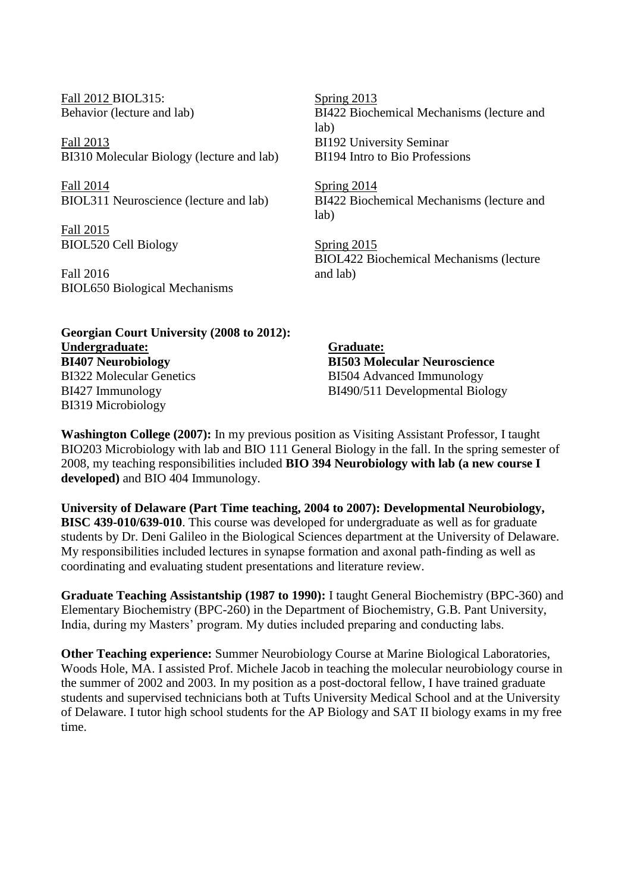Fall 2012 BIOL315:
Behavior (lecture and lab)

Fall 2013
BI310 Molecular Biology (lecture and lab)

Fall 2014
BIOL311 Neuroscience (lecture and lab)

Fall 2015
BIOL520 Cell Biology

Fall 2016
BIOL650 Biological Mechanisms

Spring 2013
BI422 Biochemical Mechanisms (lecture and lab)
BI192 University Seminar
BI194 Intro to Bio Professions

Spring 2014
BI422 Biochemical Mechanisms (lecture and lab)

Spring 2015
BIOL422 Biochemical Mechanisms (lecture and lab)

**Georgian Court University (2008 to 2012):**

**Undergraduate:**
**BI407 Neurobiology**
BI322 Molecular Genetics
BI427 Immunology
BI319 Microbiology

**Graduate:**
**BI503 Molecular Neuroscience**
BI504 Advanced Immunology
BI490/511 Developmental Biology

**Washington College (2007):** In my previous position as Visiting Assistant Professor, I taught BIO203 Microbiology with lab and BIO 111 General Biology in the fall. In the spring semester of 2008, my teaching responsibilities included **BIO 394 Neurobiology with lab (a new course I developed)** and BIO 404 Immunology.

**University of Delaware (Part Time teaching, 2004 to 2007): Developmental Neurobiology, BISC 439-010/639-010**. This course was developed for undergraduate as well as for graduate students by Dr. Deni Galileo in the Biological Sciences department at the University of Delaware. My responsibilities included lectures in synapse formation and axonal path-finding as well as coordinating and evaluating student presentations and literature review.

**Graduate Teaching Assistantship (1987 to 1990):** I taught General Biochemistry (BPC-360) and Elementary Biochemistry (BPC-260) in the Department of Biochemistry, G.B. Pant University, India, during my Masters' program. My duties included preparing and conducting labs.

**Other Teaching experience:** Summer Neurobiology Course at Marine Biological Laboratories, Woods Hole, MA. I assisted Prof. Michele Jacob in teaching the molecular neurobiology course in the summer of 2002 and 2003. In my position as a post-doctoral fellow, I have trained graduate students and supervised technicians both at Tufts University Medical School and at the University of Delaware. I tutor high school students for the AP Biology and SAT II biology exams in my free time.